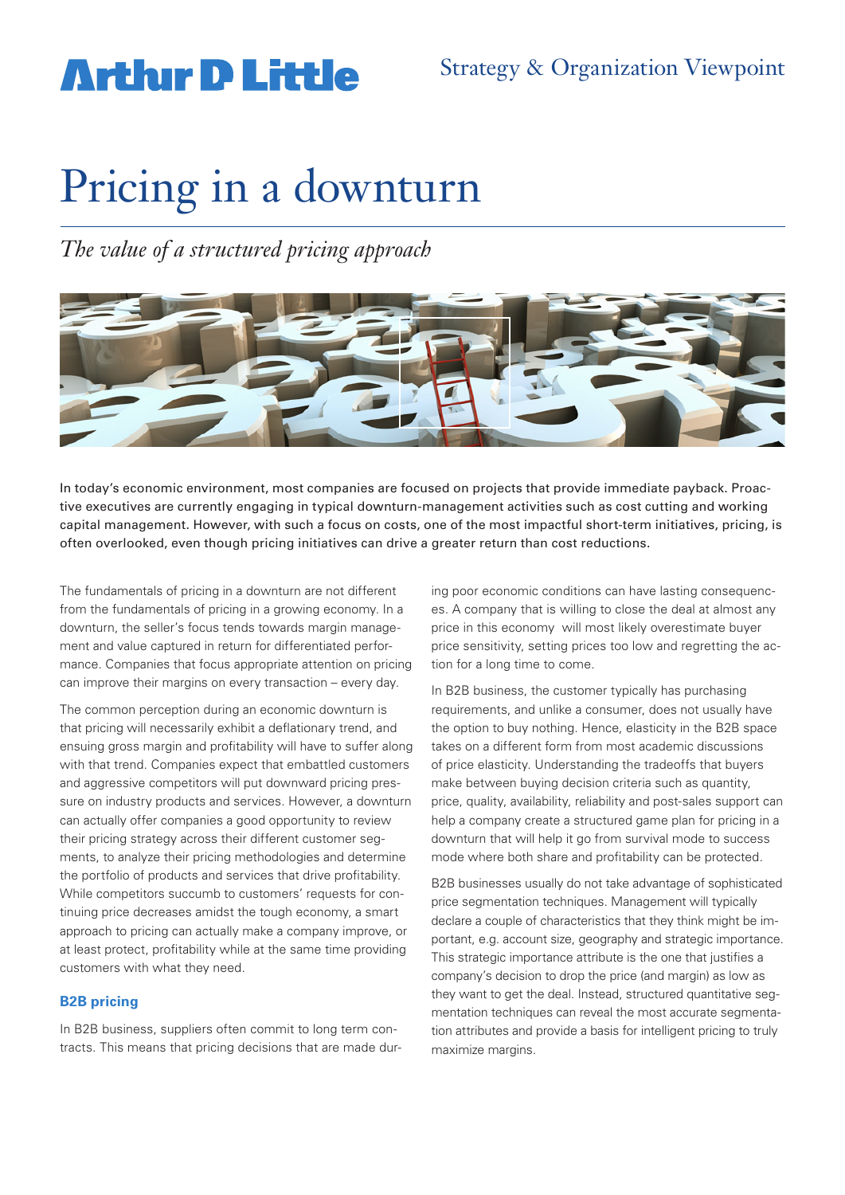Arthur D Little

Strategy & Organization Viewpoint

# Pricing in a downturn

*The value of a structured pricing approach*

In today's economic environment, most companies are focused on projects that provide immediate payback. Proactive executives are currently engaging in typical downturn-management activities such as cost cutting and working capital management. However, with such a focus on costs, one of the most impactful short-term initiatives, pricing, is often overlooked, even though pricing initiatives can drive a greater return than cost reductions.

The fundamentals of pricing in a downturn are not different from the fundamentals of pricing in a growing economy. In a downturn, the seller's focus tends towards margin management and value captured in return for differentiated performance. Companies that focus appropriate attention on pricing can improve their margins on every transaction – every day.

The common perception during an economic downturn is that pricing will necessarily exhibit a deflationary trend, and ensuing gross margin and profitability will have to suffer along with that trend. Companies expect that embattled customers and aggressive competitors will put downward pricing pressure on industry products and services. However, a downturn can actually offer companies a good opportunity to review their pricing strategy across their different customer segments, to analyze their pricing methodologies and determine the portfolio of products and services that drive profitability. While competitors succumb to customers' requests for continuing price decreases amidst the tough economy, a smart approach to pricing can actually make a company improve, or at least protect, profitability while at the same time providing customers with what they need.

## B2B pricing

In B2B business, suppliers often commit to long term contracts. This means that pricing decisions that are made during poor economic conditions can have lasting consequences. A company that is willing to close the deal at almost any price in this economy will most likely overestimate buyer price sensitivity, setting prices too low and regretting the action for a long time to come.

In B2B business, the customer typically has purchasing requirements, and unlike a consumer, does not usually have the option to buy nothing. Hence, elasticity in the B2B space takes on a different form from most academic discussions of price elasticity. Understanding the tradeoffs that buyers make between buying decision criteria such as quantity, price, quality, availability, reliability and post-sales support can help a company create a structured game plan for pricing in a downturn that will help it go from survival mode to success mode where both share and profitability can be protected.

B2B businesses usually do not take advantage of sophisticated price segmentation techniques. Management will typically declare a couple of characteristics that they think might be important, e.g. account size, geography and strategic importance. This strategic importance attribute is the one that justifies a company's decision to drop the price (and margin) as low as they want to get the deal. Instead, structured quantitative segmentation techniques can reveal the most accurate segmentation attributes and provide a basis for intelligent pricing to truly maximize margins.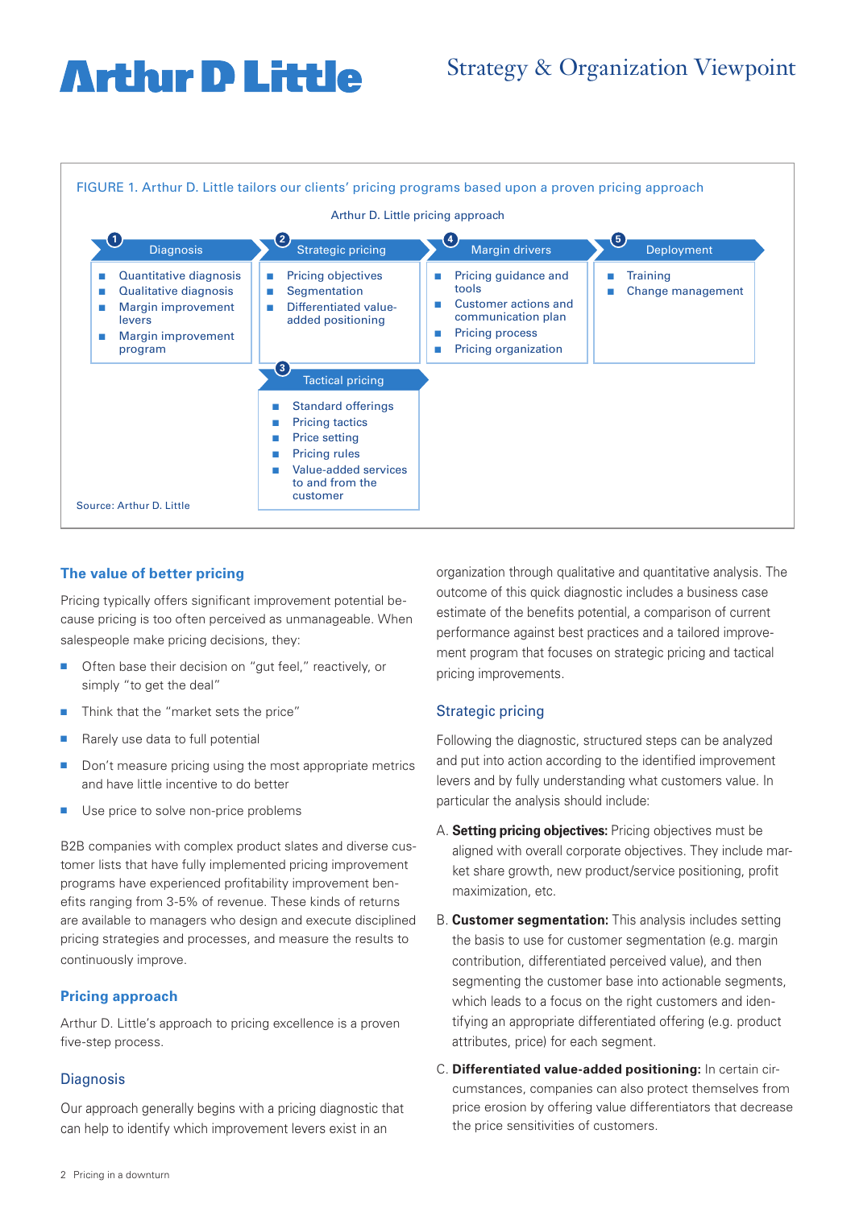FIGURE 1. Arthur D. Little tailors our clients' pricing programs based upon a proven pricing approach

Arthur D. Little pricing approach

| 1 Diagnosis | 2 Strategic pricing | 4 Margin drivers | 5 Deployment |
|---|---|---|---|
| ■ Quantitative diagnosis<br>■ Qualitative diagnosis<br>■ Margin improvement levers<br>■ Margin improvement program | ■ Pricing objectives<br>■ Segmentation<br>■ Differentiated value-added positioning | ■ Pricing guidance and tools<br>■ Customer actions and communication plan<br>■ Pricing process<br>■ Pricing organization | ■ Training<br>■ Change management |
| | **3 Tactical pricing** | | |
| | ■ Standard offerings<br>■ Pricing tactics<br>■ Price setting<br>■ Pricing rules<br>■ Value-added services to and from the customer | | |

Source: Arthur D. Little

## The value of better pricing

Pricing typically offers significant improvement potential because pricing is too often perceived as unmanageable. When salespeople make pricing decisions, they:

- Often base their decision on "gut feel," reactively, or simply "to get the deal"
- Think that the "market sets the price"
- Rarely use data to full potential
- Don't measure pricing using the most appropriate metrics and have little incentive to do better
- Use price to solve non-price problems

B2B companies with complex product slates and diverse customer lists that have fully implemented pricing improvement programs have experienced profitability improvement benefits ranging from 3-5% of revenue. These kinds of returns are available to managers who design and execute disciplined pricing strategies and processes, and measure the results to continuously improve.

## Pricing approach

Arthur D. Little's approach to pricing excellence is a proven five-step process.

### Diagnosis

Our approach generally begins with a pricing diagnostic that can help to identify which improvement levers exist in an organization through qualitative and quantitative analysis. The outcome of this quick diagnostic includes a business case estimate of the benefits potential, a comparison of current performance against best practices and a tailored improvement program that focuses on strategic pricing and tactical pricing improvements.

### Strategic pricing

Following the diagnostic, structured steps can be analyzed and put into action according to the identified improvement levers and by fully understanding what customers value. In particular the analysis should include:

A. **Setting pricing objectives:** Pricing objectives must be aligned with overall corporate objectives. They include market share growth, new product/service positioning, profit maximization, etc.

B. **Customer segmentation:** This analysis includes setting the basis to use for customer segmentation (e.g. margin contribution, differentiated perceived value), and then segmenting the customer base into actionable segments, which leads to a focus on the right customers and identifying an appropriate differentiated offering (e.g. product attributes, price) for each segment.

C. **Differentiated value-added positioning:** In certain circumstances, companies can also protect themselves from price erosion by offering value differentiators that decrease the price sensitivities of customers.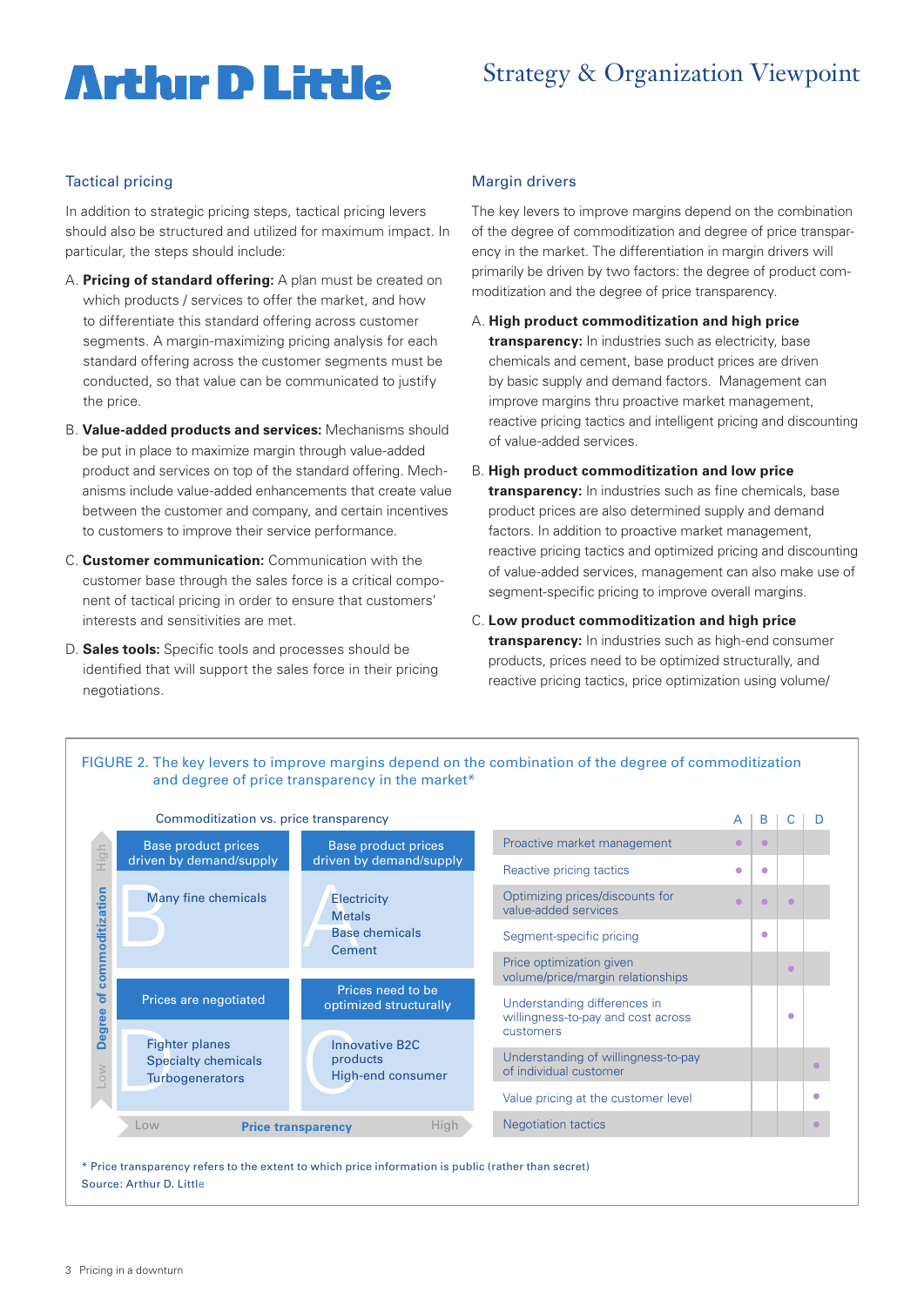## Tactical pricing

In addition to strategic pricing steps, tactical pricing levers should also be structured and utilized for maximum impact. In particular, the steps should include:

A. **Pricing of standard offering:** A plan must be created on which products / services to offer the market, and how to differentiate this standard offering across customer segments. A margin-maximizing pricing analysis for each standard offering across the customer segments must be conducted, so that value can be communicated to justify the price.

B. **Value-added products and services:** Mechanisms should be put in place to maximize margin through value-added product and services on top of the standard offering. Mechanisms include value-added enhancements that create value between the customer and company, and certain incentives to customers to improve their service performance.

C. **Customer communication:** Communication with the customer base through the sales force is a critical component of tactical pricing in order to ensure that customers' interests and sensitivities are met.

D. **Sales tools:** Specific tools and processes should be identified that will support the sales force in their pricing negotiations.

## Margin drivers

The key levers to improve margins depend on the combination of the degree of commoditization and degree of price transparency in the market. The differentiation in margin drivers will primarily be driven by two factors: the degree of product commoditization and the degree of price transparency.

A. **High product commoditization and high price transparency:** In industries such as electricity, base chemicals and cement, base product prices are driven by basic supply and demand factors. Management can improve margins thru proactive market management, reactive pricing tactics and intelligent pricing and discounting of value-added services.

B. **High product commoditization and low price transparency:** In industries such as fine chemicals, base product prices are also determined supply and demand factors. In addition to proactive market management, reactive pricing tactics and optimized pricing and discounting of value-added services, management can also make use of segment-specific pricing to improve overall margins.

C. **Low product commoditization and high price transparency:** In industries such as high-end consumer products, prices need to be optimized structurally, and reactive pricing tactics, price optimization using volume/

FIGURE 2. The key levers to improve margins depend on the combination of the degree of commoditization and degree of price transparency in the market*

Commoditization vs. price transparency

| Degree of commoditization \ Price transparency | Low | High |
|---|---|---|
| High | **B** – Base product prices driven by demand/supply: Many fine chemicals | **A** – Base product prices driven by demand/supply: Electricity, Metals, Base chemicals, Cement |
| Low | **D** – Prices are negotiated: Fighter planes, Specialty chemicals, Turbogenerators | **C** – Prices need to be optimized structurally: Innovative B2C products, High-end consumer |

| | A | B | C | D |
|---|---|---|---|---|
| Proactive market management | ● | ● | | |
| Reactive pricing tactics | ● | ● | | |
| Optimizing prices/discounts for value-added services | ● | ● | ● | |
| Segment-specific pricing | | ● | | |
| Price optimization given volume/price/margin relationships | | | ● | |
| Understanding differences in willingness-to-pay and cost across customers | | | ● | |
| Understanding of willingness-to-pay of individual customer | | | | ● |
| Value pricing at the customer level | | | | ● |
| Negotiation tactics | | | | ● |

* Price transparency refers to the extent to which price information is public (rather than secret)

Source: Arthur D. Little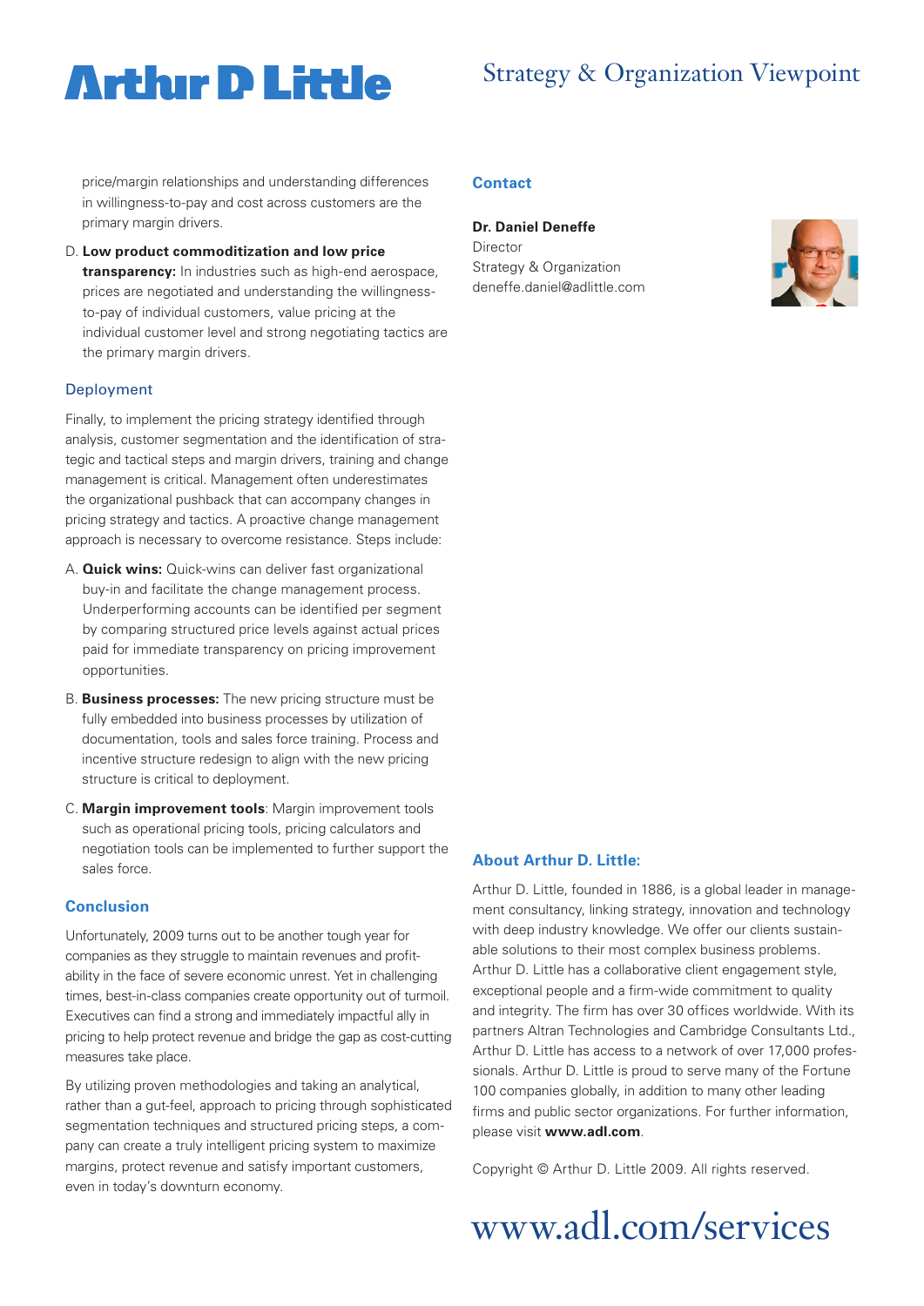price/margin relationships and understanding differences in willingness-to-pay and cost across customers are the primary margin drivers.

D. **Low product commoditization and low price transparency:** In industries such as high-end aerospace, prices are negotiated and understanding the willingness-to-pay of individual customers, value pricing at the individual customer level and strong negotiating tactics are the primary margin drivers.

### Deployment

Finally, to implement the pricing strategy identified through analysis, customer segmentation and the identification of strategic and tactical steps and margin drivers, training and change management is critical. Management often underestimates the organizational pushback that can accompany changes in pricing strategy and tactics. A proactive change management approach is necessary to overcome resistance. Steps include:

A. **Quick wins:** Quick-wins can deliver fast organizational buy-in and facilitate the change management process. Underperforming accounts can be identified per segment by comparing structured price levels against actual prices paid for immediate transparency on pricing improvement opportunities.

B. **Business processes:** The new pricing structure must be fully embedded into business processes by utilization of documentation, tools and sales force training. Process and incentive structure redesign to align with the new pricing structure is critical to deployment.

C. **Margin improvement tools**: Margin improvement tools such as operational pricing tools, pricing calculators and negotiation tools can be implemented to further support the sales force.

### Conclusion

Unfortunately, 2009 turns out to be another tough year for companies as they struggle to maintain revenues and profitability in the face of severe economic unrest. Yet in challenging times, best-in-class companies create opportunity out of turmoil. Executives can find a strong and immediately impactful ally in pricing to help protect revenue and bridge the gap as cost-cutting measures take place.

By utilizing proven methodologies and taking an analytical, rather than a gut-feel, approach to pricing through sophisticated segmentation techniques and structured pricing steps, a company can create a truly intelligent pricing system to maximize margins, protect revenue and satisfy important customers, even in today's downturn economy.

### Contact

**Dr. Daniel Deneffe**
Director
Strategy & Organization
deneffe.daniel@adlittle.com

### About Arthur D. Little:

Arthur D. Little, founded in 1886, is a global leader in management consultancy, linking strategy, innovation and technology with deep industry knowledge. We offer our clients sustainable solutions to their most complex business problems. Arthur D. Little has a collaborative client engagement style, exceptional people and a firm-wide commitment to quality and integrity. The firm has over 30 offices worldwide. With its partners Altran Technologies and Cambridge Consultants Ltd., Arthur D. Little has access to a network of over 17,000 professionals. Arthur D. Little is proud to serve many of the Fortune 100 companies globally, in addition to many other leading firms and public sector organizations. For further information, please visit **www.adl.com**.

Copyright © Arthur D. Little 2009. All rights reserved.

www.adl.com/services